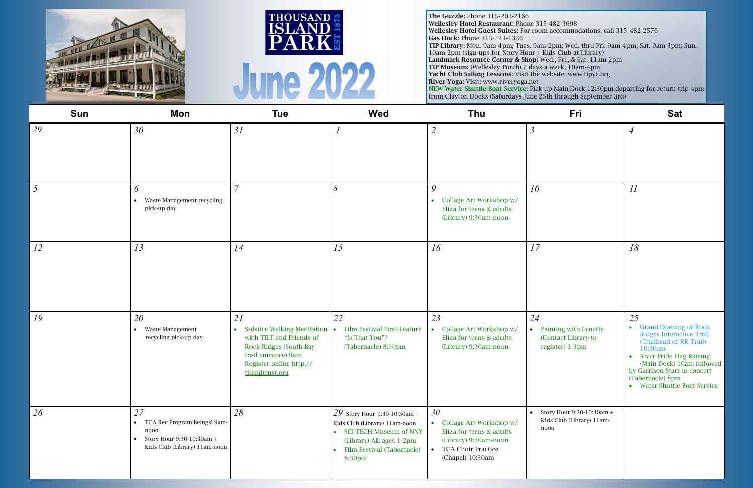THOUSAND ISLAND PARK EST 1875

# June 2022

**The Guzzle:** Phone 315-203-2166
**Wellesley Hotel Restaurant:** Phone 315-482-3698
**Wellesley Hotel Guest Suites:** For room accommodations, call 315-482-2576
**Gas Dock:** Phone 315-221-1336
**TIP Library:** Mon. 9am-4pm; Tues. 9am-2pm; Wed. thru Fri. 9am-4pm; Sat. 9am-3pm; Sun. 10am-2pm (sign-ups for Story Hour + Kids Club at Library)
**Landmark Resource Center & Shop:** Wed., Fri., & Sat. 11am-2pm
**TIP Museum:** (Wellesley Porch) 7 days a week, 10am-4pm
**Yacht Club Sailing Lessons:** Visit the website: www.tipyc.org
**River Yoga:** Visit: www.riveryoga.net
**NEW Water Shuttle Boat Service:** Pick-up Main Dock 12:30pm departing for return trip 4pm from Clayton Docks (Saturdays June 25th through September 3rd)

| Sun | Mon | Tue | Wed | Thu | Fri | Sat |
|---|---|---|---|---|---|---|
| 29 | 30 | 31 | 1 | 2 | 3 | 4 |
| 5 | 6<br>• Waste Management recycling pick-up day | 7 | 8 | 9<br>• Collage Art Workshop w/ Eliza for teens & adults (Library) 9:30am-noon | 10 | 11 |
| 12 | 13 | 14 | 15 | 16 | 17 | 18 |
| 19 | 20<br>• Waste Management recycling pick-up day | 21<br>• Solstice Walking Meditation with TILT and Friends of Rock Ridges (South Bay trail entrance) 9am Register online http://tilandtrust.org | 22<br>• Film Festival First Feature "Is That You"? (Tabernacle) 8:30pm | 23<br>• Collage Art Workshop w/ Eliza for teens & adults (Library) 9:30am-noon | 24<br>• Painting with Lynette (Contact Library to register) 1-3pm | 25<br>• Grand Opening of Rock Ridges Interactive Trail (Trailhead of RR Trail) 10:30am<br>• River Pride Flag Raising (Main Dock) 10am followed by Garrison Starr in concert (Tabernacle) 8pm<br>• Water Shuttle Boat Service |
| 26 | 27<br>• TCA Rec Program Beings! 9am-noon<br>• Story Hour 9:30-10:30am + Kids Club (Library) 11am-noon | 28 | 29 Story Hour 9:30-10:30am + Kids Club (Library) 11am-noon<br>• SCI TECH Museum of NNY (Library) All ages 1-2pm<br>• Film Festival (Tabernacle) 8:30pm | 30<br>• Collage Art Workshop w/ Eliza for teens & adults (Library) 9:30am-noon<br>• TCA Choir Practice (Chapel) 10:30am | • Story Hour 9:30-10:30am + Kids Club (Library) 11am-noon | |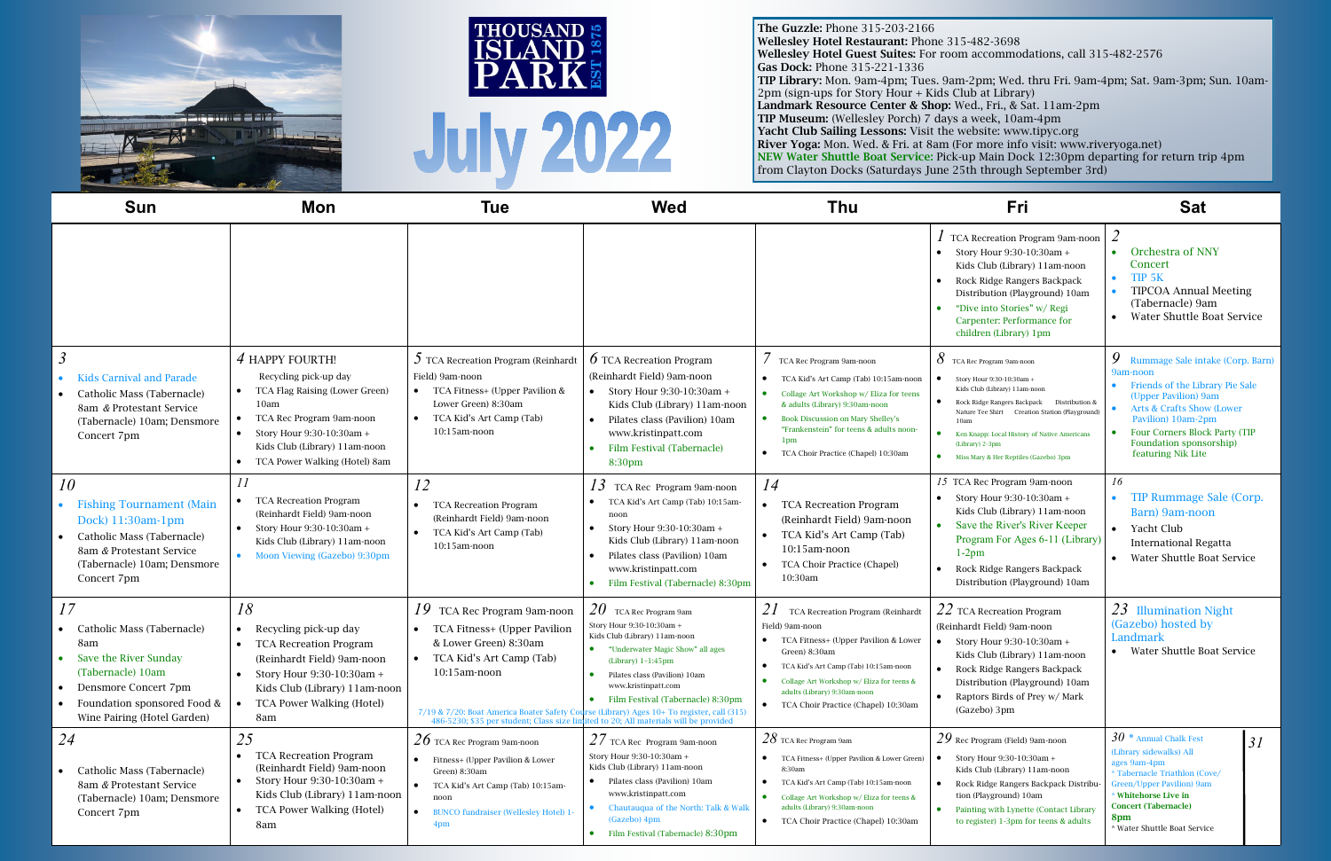# THOUSAND ISLAND PARK EST 1875

# July 2022

**The Guzzle:** Phone 315-203-2166
**Wellesley Hotel Restaurant:** Phone 315-482-3698
**Wellesley Hotel Guest Suites:** For room accommodations, call 315-482-2576
**Gas Dock:** Phone 315-221-1336
**TIP Library:** Mon. 9am-4pm; Tues. 9am-2pm; Wed. thru Fri. 9am-4pm; Sat. 9am-3pm; Sun. 10am-2pm (sign-ups for Story Hour + Kids Club at Library)
**Landmark Resource Center & Shop:** Wed., Fri., & Sat. 11am-2pm
**TIP Museum:** (Wellesley Porch) 7 days a week, 10am-4pm
**Yacht Club Sailing Lessons:** Visit the website: www.tipyc.org
**River Yoga:** Mon. Wed. & Fri. at 8am (For more info visit: www.riveryoga.net)
**NEW Water Shuttle Boat Service:** Pick-up Main Dock 12:30pm departing for return trip 4pm from Clayton Docks (Saturdays June 25th through September 3rd)

| Sun | Mon | Tue | Wed | Thu | Fri | Sat |
|---|---|---|---|---|---|---|
| | | | | | 1 TCA Recreation Program 9am-noon<br>• Story Hour 9:30-10:30am + Kids Club (Library) 11am-noon<br>• Rock Ridge Rangers Backpack Distribution (Playground) 10am<br>• "Dive into Stories" w/ Regi Carpenter: Performance for children (Library) 1pm | 2<br>• Orchestra of NNY Concert<br>• TIP 5K<br>• TIPCOA Annual Meeting (Tabernacle) 9am<br>• Water Shuttle Boat Service |
| 3<br>• Kids Carnival and Parade<br>• Catholic Mass (Tabernacle) 8am & Protestant Service (Tabernacle) 10am; Densmore Concert 7pm | 4 HAPPY FOURTH!<br>Recycling pick-up day<br>• TCA Flag Raising (Lower Green) 10am<br>• TCA Rec Program 9am-noon<br>• Story Hour 9:30-10:30am + Kids Club (Library) 11am-noon<br>• TCA Power Walking (Hotel) 8am | 5 TCA Recreation Program (Reinhardt Field) 9am-noon<br>• TCA Fitness+ (Upper Pavilion & Lower Green) 8:30am<br>• TCA Kid's Art Camp (Tab) 10:15am-noon | 6 TCA Recreation Program (Reinhardt Field) 9am-noon<br>• Story Hour 9:30-10:30am + Kids Club (Library) 11am-noon<br>• Pilates class (Pavilion) 10am www.kristinpatt.com<br>• Film Festival (Tabernacle) 8:30pm | 7 TCA Rec Program 9am-noon<br>• TCA Kid's Art Camp (Tab) 10:15am-noon<br>• Collage Art Workshop w/ Eliza for teens & adults (Library) 9:30am-noon<br>• Book Discussion on Mary Shelley's "Frankenstein" for teens & adults noon-1pm<br>• TCA Choir Practice (Chapel) 10:30am | 8 TCA Rec Program 9am-noon<br>• Story Hour 9:30-10:30am + Kids Club (Library) 11am-noon<br>• Rock Ridge Rangers Backpack Distribution & Nature Tee Shirt Creation Station (Playground) 10am<br>• Ken Knapp: Local History of Native Americans (Library) 2-3pm<br>• Miss Mary & Her Reptiles (Gazebo) 3pm | 9 Rummage Sale intake (Corp. Barn) 9am-noon<br>• Friends of the Library Pie Sale (Upper Pavilion) 9am<br>• Arts & Crafts Show (Lower Pavilion) 10am-2pm<br>• Four Corners Block Party (TIP Foundation sponsorship) featuring Nik Lite |
| 10<br>• Fishing Tournament (Main Dock) 11:30am-1pm<br>• Catholic Mass (Tabernacle) 8am & Protestant Service (Tabernacle) 10am; Densmore Concert 7pm | 11<br>• TCA Recreation Program (Reinhardt Field) 9am-noon<br>• Story Hour 9:30-10:30am + Kids Club (Library) 11am-noon<br>• Moon Viewing (Gazebo) 9:30pm | 12<br>• TCA Recreation Program (Reinhardt Field) 9am-noon<br>• TCA Kid's Art Camp (Tab) 10:15am-noon | 13 TCA Rec Program 9am-noon<br>• TCA Kid's Art Camp (Tab) 10:15am-noon<br>• Story Hour 9:30-10:30am + Kids Club (Library) 11am-noon<br>• Pilates class (Pavilion) 10am www.kristinpatt.com<br>• Film Festival (Tabernacle) 8:30pm | 14<br>• TCA Recreation Program (Reinhardt Field) 9am-noon<br>• TCA Kid's Art Camp (Tab) 10:15am-noon<br>• TCA Choir Practice (Chapel) 10:30am | 15 TCA Rec Program 9am-noon<br>• Story Hour 9:30-10:30am + Kids Club (Library) 11am-noon<br>• Save the River's River Keeper Program For Ages 6-11 (Library) 1-2pm<br>• Rock Ridge Rangers Backpack Distribution (Playground) 10am | 16<br>• TIP Rummage Sale (Corp. Barn) 9am-noon<br>• Yacht Club International Regatta<br>• Water Shuttle Boat Service |
| 17<br>• Catholic Mass (Tabernacle) 8am<br>• Save the River Sunday (Tabernacle) 10am<br>• Densmore Concert 7pm<br>• Foundation sponsored Food & Wine Pairing (Hotel Garden) | 18<br>• Recycling pick-up day<br>• TCA Recreation Program (Reinhardt Field) 9am-noon<br>• Story Hour 9:30-10:30am + Kids Club (Library) 11am-noon<br>• TCA Power Walking (Hotel) 8am | 19 TCA Rec Program 9am-noon<br>• TCA Fitness+ (Upper Pavilion & Lower Green) 8:30am<br>• TCA Kid's Art Camp (Tab) 10:15am-noon<br>7/19 & 7/20: Boat America Boater Safety Course (Library) Ages 10+ To register, call (315) 486-5230; $35 per student; Class size limited to 20; All materials will be provided | 20 TCA Rec Program 9am<br>Story Hour 9:30-10:30am + Kids Club (Library) 11am-noon<br>• "Underwater Magic Show" all ages (Library) 1-1:45pm<br>• Pilates class (Pavilion) 10am www.kristinpatt.com<br>• Film Festival (Tabernacle) 8:30pm | 21 TCA Recreation Program (Reinhardt Field) 9am-noon<br>• TCA Fitness+ (Upper Pavilion & Lower Green) 8:30am<br>• TCA Kid's Art Camp (Tab) 10:15am-noon<br>• Collage Art Workshop w/ Eliza for teens & adults (Library) 9:30am-noon<br>• TCA Choir Practice (Chapel) 10:30am | 22 TCA Recreation Program (Reinhardt Field) 9am-noon<br>• Story Hour 9:30-10:30am + Kids Club (Library) 11am-noon<br>• Rock Ridge Rangers Backpack Distribution (Playground) 10am<br>• Raptors Birds of Prey w/ Mark (Gazebo) 3pm | 23 Illumination Night (Gazebo) hosted by Landmark<br>• Water Shuttle Boat Service |
| 24<br>• Catholic Mass (Tabernacle) 8am & Protestant Service (Tabernacle) 10am; Densmore Concert 7pm | 25<br>• TCA Recreation Program (Reinhardt Field) 9am-noon<br>• Story Hour 9:30-10:30am + Kids Club (Library) 11am-noon<br>• TCA Power Walking (Hotel) 8am | 26 TCA Rec Program 9am-noon<br>• Fitness+ (Upper Pavilion & Lower Green) 8:30am<br>• TCA Kid's Art Camp (Tab) 10:15am-noon<br>• BUNCO fundraiser (Wellesley Hotel) 1-4pm | 27 TCA Rec Program 9am-noon<br>Story Hour 9:30-10:30am + Kids Club (Library) 11am-noon<br>• Pilates class (Pavilion) 10am www.kristinpatt.com<br>• Chautauqua of the North: Talk & Walk (Gazebo) 4pm<br>• Film Festival (Tabernacle) 8:30pm | 28 TCA Rec Program 9am<br>• TCA Fitness+ (Upper Pavilion & Lower Green) 8:30am<br>• TCA Kid's Art Camp (Tab) 10:15am-noon<br>• Collage Art Workshop w/ Eliza for teens & adults (Library) 9:30am-noon<br>• TCA Choir Practice (Chapel) 10:30am | 29 Rec Program (Field) 9am-noon<br>• Story Hour 9:30-10:30am + Kids Club (Library) 11am-noon<br>• Rock Ridge Rangers Backpack Distribution (Playground) 10am<br>• Painting with Lynette (Contact Library to register) 1-3pm for teens & adults | 30 * Annual Chalk Fest (Library sidewalks) All ages 9am-4pm<br>* Tabernacle Triathlon (Cove/ Green/Upper Pavilion) 9am<br>* **Whitehorse Live in Concert (Tabernacle) 8pm**<br>* Water Shuttle Boat Service<br><br>31 |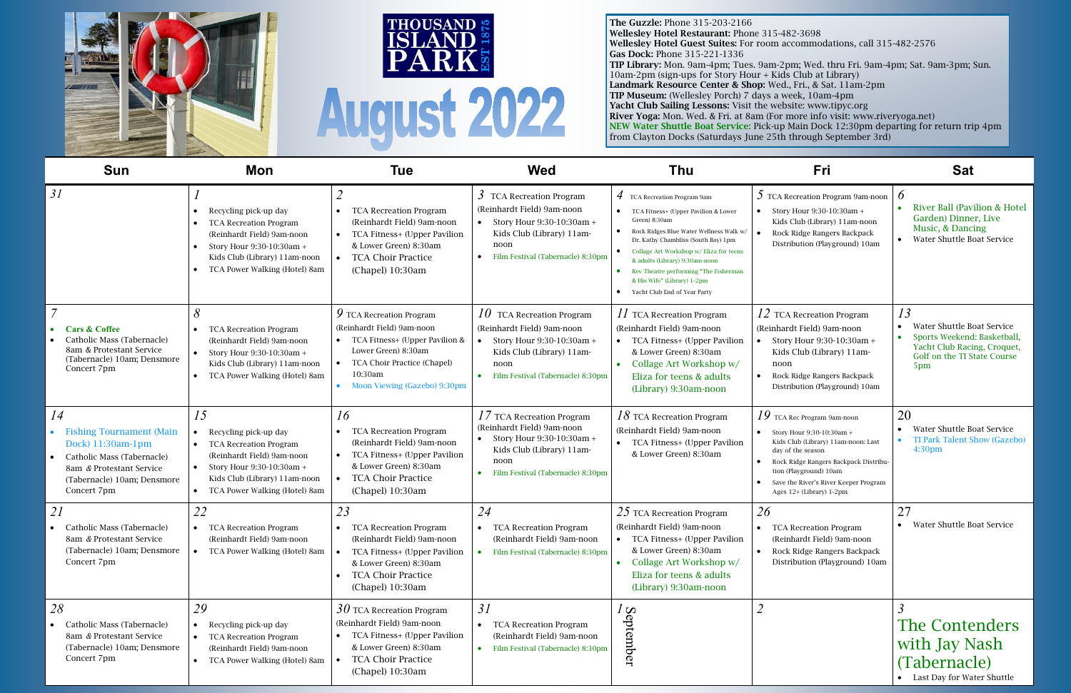# THOUSAND ISLAND PARK EST 1875

# August 2022

**The Guzzle:** Phone 315-203-2166
**Wellesley Hotel Restaurant:** Phone 315-482-3698
**Wellesley Hotel Guest Suites:** For room accommodations, call 315-482-2576
**Gas Dock:** Phone 315-221-1336
**TIP Library:** Mon. 9am-4pm; Tues. 9am-2pm; Wed. thru Fri. 9am-4pm; Sat. 9am-3pm; Sun. 10am-2pm (sign-ups for Story Hour + Kids Club at Library)
**Landmark Resource Center & Shop:** Wed., Fri., & Sat. 11am-2pm
**TIP Museum:** (Wellesley Porch) 7 days a week, 10am-4pm
**Yacht Club Sailing Lessons:** Visit the website: www.tipyc.org
**River Yoga:** Mon. Wed. & Fri. at 8am (For more info visit: www.riveryoga.net)
**NEW Water Shuttle Boat Service:** Pick-up Main Dock 12:30pm departing for return trip 4pm from Clayton Docks (Saturdays June 25th through September 3rd)

| Sun | Mon | Tue | Wed | Thu | Fri | Sat |
|---|---|---|---|---|---|---|
| *31* | *1*<br>• Recycling pick-up day<br>• TCA Recreation Program (Reinhardt Field) 9am-noon<br>• Story Hour 9:30-10:30am + Kids Club (Library) 11am-noon<br>• TCA Power Walking (Hotel) 8am | *2*<br>• TCA Recreation Program (Reinhardt Field) 9am-noon<br>• TCA Fitness+ (Upper Pavilion & Lower Green) 8:30am<br>• TCA Choir Practice (Chapel) 10:30am | *3* TCA Recreation Program (Reinhardt Field) 9am-noon<br>• Story Hour 9:30-10:30am + Kids Club (Library) 11am-noon<br>• Film Festival (Tabernacle) 8:30pm | *4* TCA Recreation Program 9am<br>• TCA Fitness+ (Upper Pavilion & Lower Green) 8:30am<br>• Rock Ridges Blue Water Wellness Walk w/ Dr. Kathy Chambliss (South Bay) 1pm<br>• Collage Art Workshop w/ Eliza for teens & adults (Library) 9:30am-noon<br>• Rev Theatre performing "The Fisherman & His Wife" (Library) 1-2pm<br>• Yacht Club End of Year Party | *5* TCA Recreation Program 9am-noon<br>• Story Hour 9:30-10:30am + Kids Club (Library) 11am-noon<br>• Rock Ridge Rangers Backpack Distribution (Playground) 10am | *6*<br>• River Ball (Pavilion & Hotel Garden) Dinner, Live Music, & Dancing<br>• Water Shuttle Boat Service |
| *7*<br>• **Cars & Coffee**<br>• Catholic Mass (Tabernacle) 8am & Protestant Service (Tabernacle) 10am; Densmore Concert 7pm | *8*<br>• TCA Recreation Program (Reinhardt Field) 9am-noon<br>• Story Hour 9:30-10:30am + Kids Club (Library) 11am-noon<br>• TCA Power Walking (Hotel) 8am | *9* TCA Recreation Program (Reinhardt Field) 9am-noon<br>• TCA Fitness+ (Upper Pavilion & Lower Green) 8:30am<br>• TCA Choir Practice (Chapel) 10:30am<br>• Moon Viewing (Gazebo) 9:30pm | *10* TCA Recreation Program (Reinhardt Field) 9am-noon<br>• Story Hour 9:30-10:30am + Kids Club (Library) 11am-noon<br>• Film Festival (Tabernacle) 8:30pm | *11* TCA Recreation Program (Reinhardt Field) 9am-noon<br>• TCA Fitness+ (Upper Pavilion & Lower Green) 8:30am<br>• Collage Art Workshop w/ Eliza for teens & adults (Library) 9:30am-noon | *12* TCA Recreation Program (Reinhardt Field) 9am-noon<br>• Story Hour 9:30-10:30am + Kids Club (Library) 11am-noon<br>• Rock Ridge Rangers Backpack Distribution (Playground) 10am | *13*<br>• Water Shuttle Boat Service<br>• Sports Weekend: Basketball, Yacht Club Racing, Croquet, Golf on the TI State Course 5pm |
| *14*<br>• Fishing Tournament (Main Dock) 11:30am-1pm<br>• Catholic Mass (Tabernacle) 8am & Protestant Service (Tabernacle) 10am; Densmore Concert 7pm | *15*<br>• Recycling pick-up day<br>• TCA Recreation Program (Reinhardt Field) 9am-noon<br>• Story Hour 9:30-10:30am + Kids Club (Library) 11am-noon<br>• TCA Power Walking (Hotel) 8am | *16*<br>• TCA Recreation Program (Reinhardt Field) 9am-noon<br>• TCA Fitness+ (Upper Pavilion & Lower Green) 8:30am<br>• TCA Choir Practice (Chapel) 10:30am | *17* TCA Recreation Program (Reinhardt Field) 9am-noon<br>• Story Hour 9:30-10:30am + Kids Club (Library) 11am-noon<br>• Film Festival (Tabernacle) 8:30pm | *18* TCA Recreation Program (Reinhardt Field) 9am-noon<br>• TCA Fitness+ (Upper Pavilion & Lower Green) 8:30am | *19* TCA Rec Program 9am-noon<br>• Story Hour 9:30-10:30am + Kids Club (Library) 11am-noon: Last day of the season<br>• Rock Ridge Rangers Backpack Distribution (Playground) 10am<br>• Save the River's River Keeper Program Ages 12+ (Library) 1-2pm | *20*<br>• Water Shuttle Boat Service<br>• TI Park Talent Show (Gazebo) 4:30pm |
| *21*<br>• Catholic Mass (Tabernacle) 8am & Protestant Service (Tabernacle) 10am; Densmore Concert 7pm | *22*<br>• TCA Recreation Program (Reinhardt Field) 9am-noon<br>• TCA Power Walking (Hotel) 8am | *23*<br>• TCA Recreation Program (Reinhardt Field) 9am-noon<br>• TCA Fitness+ (Upper Pavilion & Lower Green) 8:30am<br>• TCA Choir Practice (Chapel) 10:30am | *24*<br>• TCA Recreation Program (Reinhardt Field) 9am-noon<br>• Film Festival (Tabernacle) 8:30pm | *25* TCA Recreation Program (Reinhardt Field) 9am-noon<br>• TCA Fitness+ (Upper Pavilion & Lower Green) 8:30am<br>• Collage Art Workshop w/ Eliza for teens & adults (Library) 9:30am-noon | *26*<br>• TCA Recreation Program (Reinhardt Field) 9am-noon<br>• Rock Ridge Rangers Backpack Distribution (Playground) 10am | *27*<br>• Water Shuttle Boat Service |
| *28*<br>• Catholic Mass (Tabernacle) 8am & Protestant Service (Tabernacle) 10am; Densmore Concert 7pm | *29*<br>• Recycling pick-up day<br>• TCA Recreation Program (Reinhardt Field) 9am-noon<br>• TCA Power Walking (Hotel) 8am | *30* TCA Recreation Program (Reinhardt Field) 9am-noon<br>• TCA Fitness+ (Upper Pavilion & Lower Green) 8:30am<br>• TCA Choir Practice (Chapel) 10:30am | *31*<br>• TCA Recreation Program (Reinhardt Field) 9am-noon<br>• Film Festival (Tabernacle) 8:30pm | *1* September | *2* | *3*<br>The Contenders with Jay Nash (Tabernacle)<br>• Last Day for Water Shuttle |